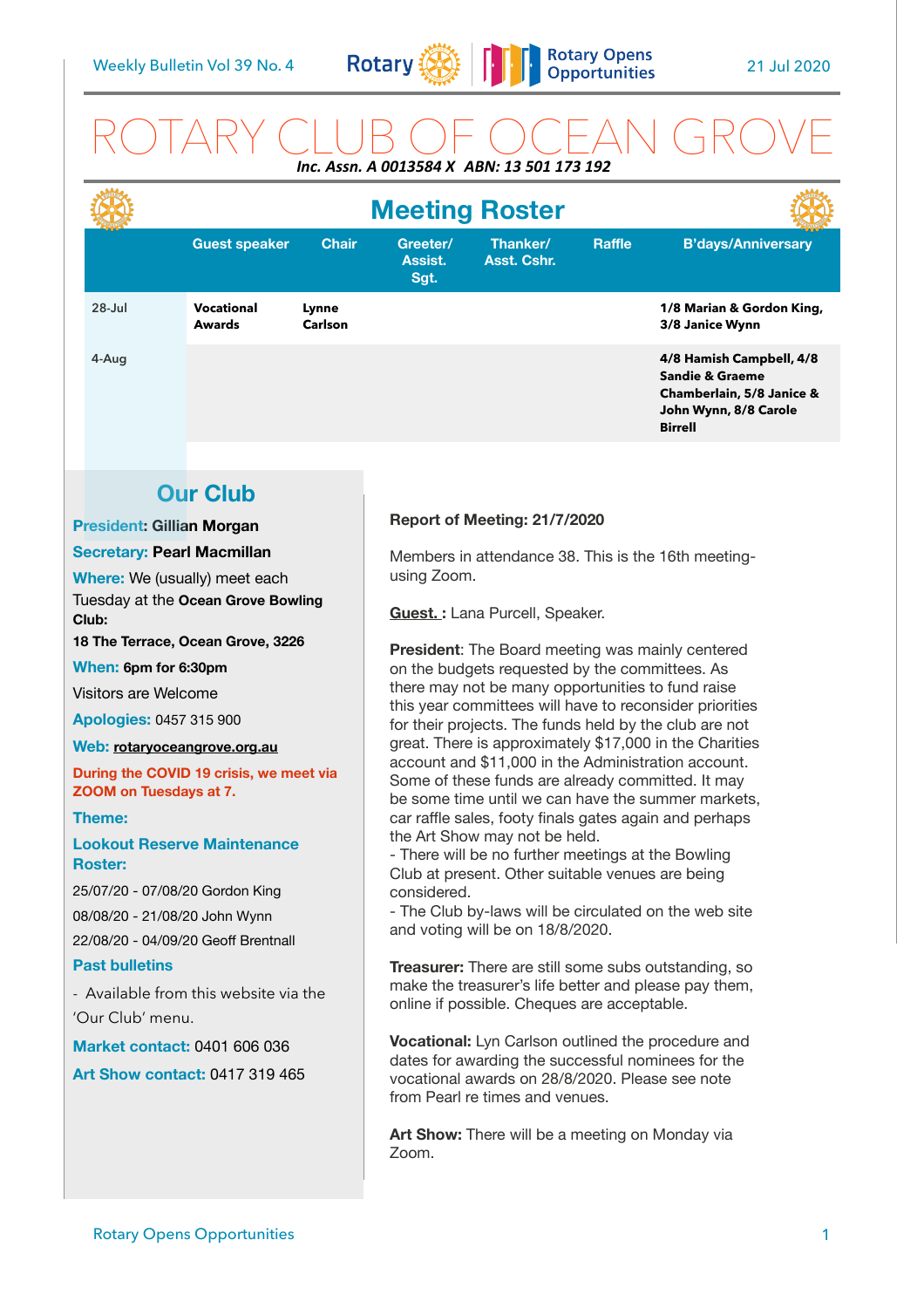Weekly Bulletin Vol 39 No. 4 — 21 Jul 2020

# ROTARY CLUB OF OCEAN GROVE

***Inc. Assn. A 0013584 X ABN: 13 501 173 192***

## Meeting Roster

| | Guest speaker | Chair | Greeter/ Assist. Sgt. | Thanker/ Asst. Cshr. | Raffle | B'days/Anniversary |
|---|---|---|---|---|---|---|
| 28-Jul | **Vocational Awards** | **Lynne Carlson** | | | | **1/8 Marian & Gordon King, 3/8 Janice Wynn** |
| 4-Aug | | | | | | **4/8 Hamish Campbell, 4/8 Sandie & Graeme Chamberlain, 5/8 Janice & John Wynn, 8/8 Carole Birrell** |

## Our Club

**President: Gillian Morgan**

**Secretary: Pearl Macmillan**

**Where:** We (usually) meet each Tuesday at the **Ocean Grove Bowling Club:**

**18 The Terrace, Ocean Grove, 3226**

**When: 6pm for 6:30pm**

Visitors are Welcome

**Apologies:** 0457 315 900

**Web: rotaryoceangrove.org.au**

**During the COVID 19 crisis, we meet via ZOOM on Tuesdays at 7.**

**Theme:**

**Lookout Reserve Maintenance Roster:**

25/07/20 - 07/08/20 Gordon King

08/08/20 - 21/08/20 John Wynn

22/08/20 - 04/09/20 Geoff Brentnall

**Past bulletins**

- Available from this website via the 'Our Club' menu.

**Market contact:** 0401 606 036

**Art Show contact:** 0417 319 465

**Report of Meeting: 21/7/2020**

Members in attendance 38. This is the 16th meeting-using Zoom.

**Guest. :** Lana Purcell, Speaker.

**President**: The Board meeting was mainly centered on the budgets requested by the committees. As there may not be many opportunities to fund raise this year committees will have to reconsider priorities for their projects. The funds held by the club are not great. There is approximately $17,000 in the Charities account and $11,000 in the Administration account. Some of these funds are already committed. It may be some time until we can have the summer markets, car raffle sales, footy finals gates again and perhaps the Art Show may not be held.

- There will be no further meetings at the Bowling Club at present. Other suitable venues are being considered.
- The Club by-laws will be circulated on the web site and voting will be on 18/8/2020.

**Treasurer:** There are still some subs outstanding, so make the treasurer's life better and please pay them, online if possible. Cheques are acceptable.

**Vocational:** Lyn Carlson outlined the procedure and dates for awarding the successful nominees for the vocational awards on 28/8/2020. Please see note from Pearl re times and venues.

**Art Show:** There will be a meeting on Monday via Zoom.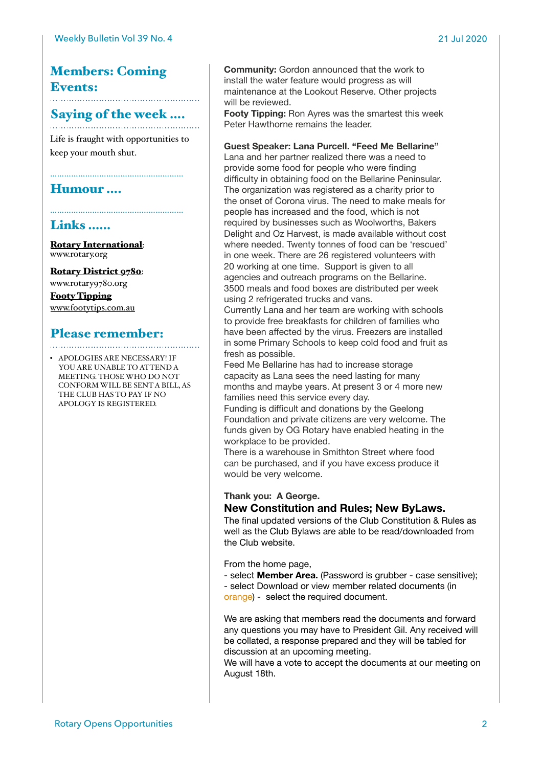## Members: Coming Events:

## Saying of the week ….

Life is fraught with opportunities to keep your mouth shut.

## Humour ….

## Links ……

**Rotary International**: www.rotary.org

**Rotary District 9780**: www.rotary9780.org

**Footy Tipping**
www.footytips.com.au

## Please remember:

- APOLOGIES ARE NECESSARY! IF YOU ARE UNABLE TO ATTEND A MEETING. THOSE WHO DO NOT CONFORM WILL BE SENT A BILL, AS THE CLUB HAS TO PAY IF NO APOLOGY IS REGISTERED.

**Community:** Gordon announced that the work to install the water feature would progress as will maintenance at the Lookout Reserve. Other projects will be reviewed.

**Footy Tipping:** Ron Ayres was the smartest this week Peter Hawthorne remains the leader.

**Guest Speaker: Lana Purcell. "Feed Me Bellarine"**

Lana and her partner realized there was a need to provide some food for people who were finding difficulty in obtaining food on the Bellarine Peninsular. The organization was registered as a charity prior to the onset of Corona virus. The need to make meals for people has increased and the food, which is not required by businesses such as Woolworths, Bakers Delight and Oz Harvest, is made available without cost where needed. Twenty tonnes of food can be 'rescued' in one week. There are 26 registered volunteers with 20 working at one time. Support is given to all agencies and outreach programs on the Bellarine. 3500 meals and food boxes are distributed per week using 2 refrigerated trucks and vans.

Currently Lana and her team are working with schools to provide free breakfasts for children of families who have been affected by the virus. Freezers are installed in some Primary Schools to keep cold food and fruit as fresh as possible.

Feed Me Bellarine has had to increase storage capacity as Lana sees the need lasting for many months and maybe years. At present 3 or 4 more new families need this service every day.

Funding is difficult and donations by the Geelong Foundation and private citizens are very welcome. The funds given by OG Rotary have enabled heating in the workplace to be provided.

There is a warehouse in Smithton Street where food can be purchased, and if you have excess produce it would be very welcome.

**Thank you: A George.**

### New Constitution and Rules; New ByLaws.

The final updated versions of the Club Constitution & Rules as well as the Club Bylaws are able to be read/downloaded from the Club website.

From the home page,
- select **Member Area.** (Password is grubber - case sensitive);
- select Download or view member related documents (in orange) - select the required document.

We are asking that members read the documents and forward any questions you may have to President Gil. Any received will be collated, a response prepared and they will be tabled for discussion at an upcoming meeting.

We will have a vote to accept the documents at our meeting on August 18th.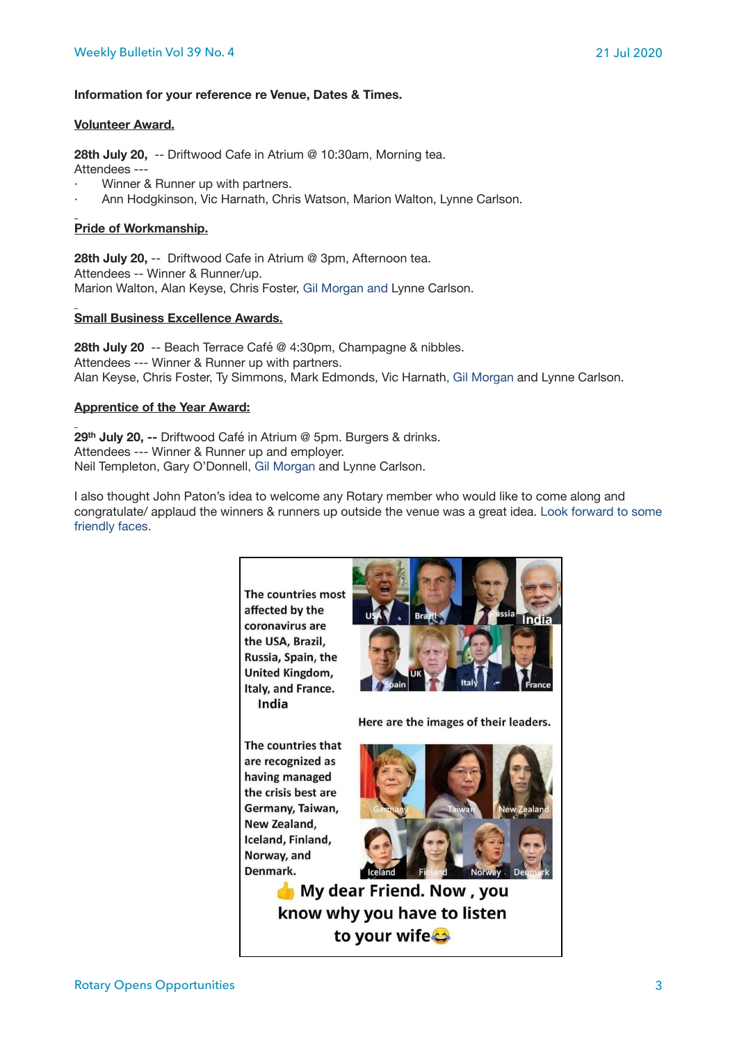**Information for your reference re Venue, Dates & Times.**

**Volunteer Award.**

**28th July 20,** -- Driftwood Cafe in Atrium @ 10:30am, Morning tea.
Attendees ---

- Winner & Runner up with partners.
- Ann Hodgkinson, Vic Harnath, Chris Watson, Marion Walton, Lynne Carlson.

**Pride of Workmanship.**

**28th July 20,** -- Driftwood Cafe in Atrium @ 3pm, Afternoon tea.
Attendees -- Winner & Runner/up.
Marion Walton, Alan Keyse, Chris Foster, Gil Morgan and Lynne Carlson.

**Small Business Excellence Awards.**

**28th July 20** -- Beach Terrace Café @ 4:30pm, Champagne & nibbles.
Attendees --- Winner & Runner up with partners.
Alan Keyse, Chris Foster, Ty Simmons, Mark Edmonds, Vic Harnath, Gil Morgan and Lynne Carlson.

**Apprentice of the Year Award:**

**29th July 20, --** Driftwood Café in Atrium @ 5pm. Burgers & drinks.
Attendees --- Winner & Runner up and employer.
Neil Templeton, Gary O'Donnell, Gil Morgan and Lynne Carlson.

I also thought John Paton's idea to welcome any Rotary member who would like to come along and congratulate/ applaud the winners & runners up outside the venue was a great idea. Look forward to some friendly faces.

The countries most affected by the coronavirus are the USA, Brazil, Russia, Spain, the United Kingdom, Italy, and France. India

Here are the images of their leaders.

The countries that are recognized as having managed the crisis best are Germany, Taiwan, New Zealand, Iceland, Finland, Norway, and Denmark.

👍 My dear Friend. Now , you know why you have to listen to your wife😂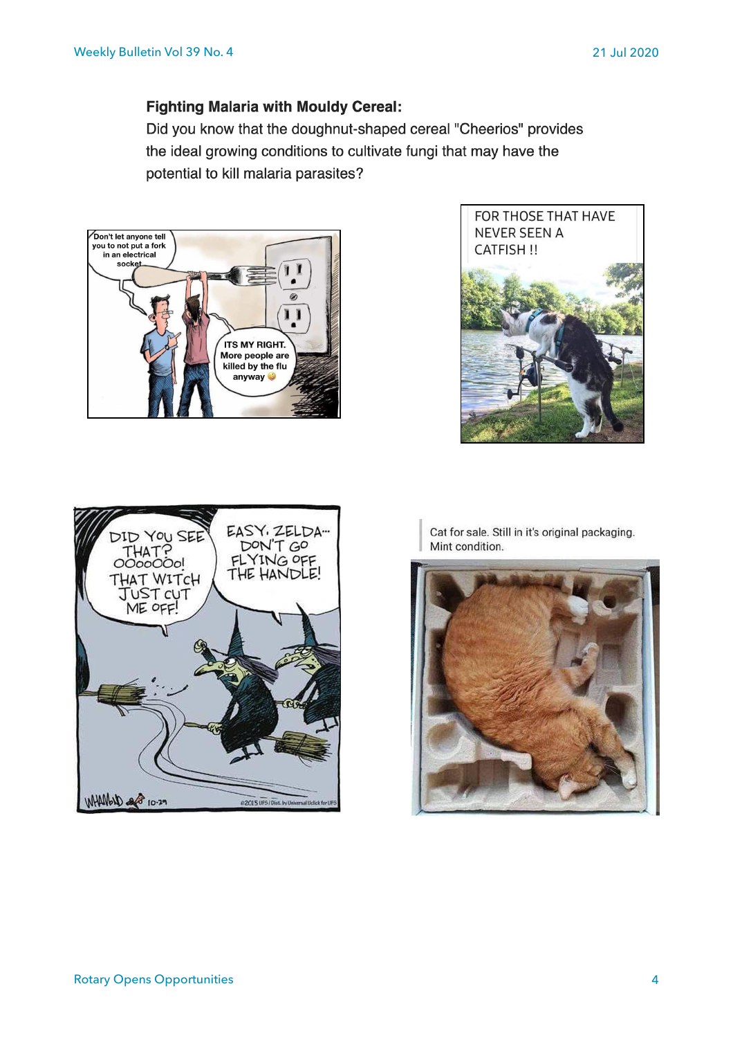**Fighting Malaria with Mouldy Cereal:**

Did you know that the doughnut-shaped cereal "Cheerios" provides the ideal growing conditions to cultivate fungi that may have the potential to kill malaria parasites?

FOR THOSE THAT HAVE NEVER SEEN A CATFISH !!

Cat for sale. Still in it's original packaging. Mint condition.